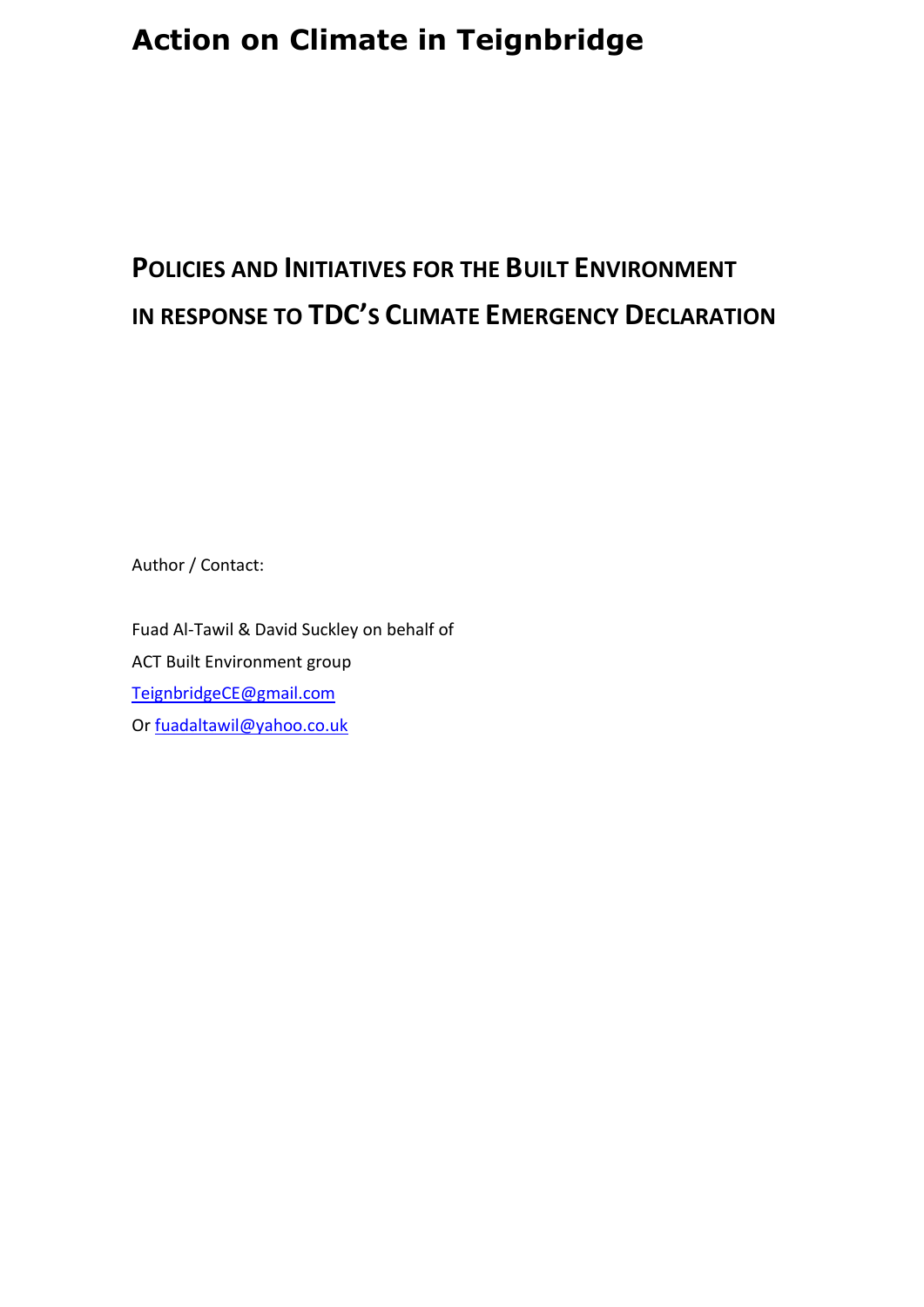# Action on Climate in Teignbridge

## Policies and Initiatives for the Built Environment in Response to TDC's Climate Emergency Declaration

Author / Contact:

Fuad Al-Tawil & David Suckley on behalf of
ACT Built Environment group
[TeignbridgeCE@gmail.com](mailto:TeignbridgeCE@gmail.com)
Or [fuadaltawil@yahoo.co.uk](mailto:fuadaltawil@yahoo.co.uk)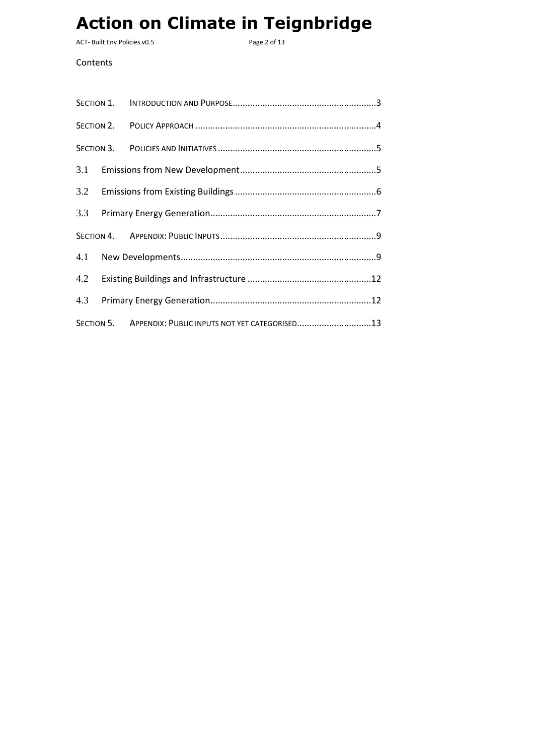# Action on Climate in Teignbridge

Contents

- Section 1. Introduction and Purpose ... 3
- Section 2. Policy Approach ... 4
- Section 3. Policies and Initiatives ... 5
  - 3.1 Emissions from New Development ... 5
  - 3.2 Emissions from Existing Buildings ... 6
  - 3.3 Primary Energy Generation ... 7
- Section 4. Appendix: Public Inputs ... 9
  - 4.1 New Developments ... 9
  - 4.2 Existing Buildings and Infrastructure ... 12
  - 4.3 Primary Energy Generation ... 12
- Section 5. Appendix: Public inputs not yet categorised ... 13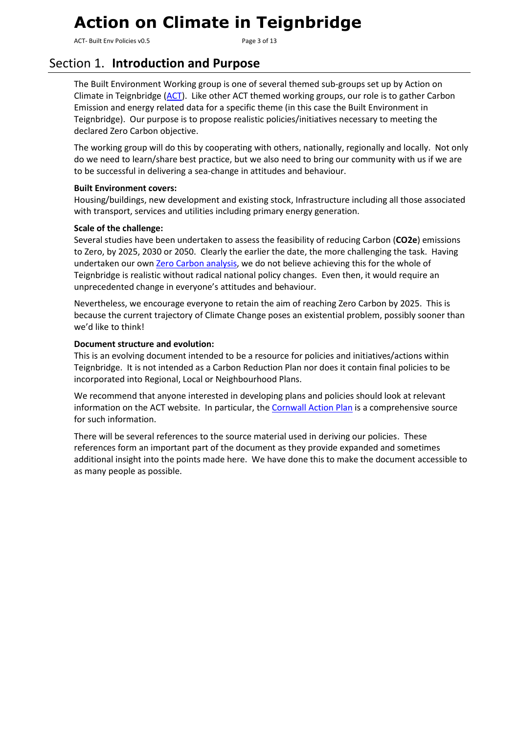## Section 1. **Introduction and Purpose**

The Built Environment Working group is one of several themed sub-groups set up by Action on Climate in Teignbridge (ACT). Like other ACT themed working groups, our role is to gather Carbon Emission and energy related data for a specific theme (in this case the Built Environment in Teignbridge). Our purpose is to propose realistic policies/initiatives necessary to meeting the declared Zero Carbon objective.

The working group will do this by cooperating with others, nationally, regionally and locally. Not only do we need to learn/share best practice, but we also need to bring our community with us if we are to be successful in delivering a sea-change in attitudes and behaviour.

**Built Environment covers:**
Housing/buildings, new development and existing stock, Infrastructure including all those associated with transport, services and utilities including primary energy generation.

**Scale of the challenge:**
Several studies have been undertaken to assess the feasibility of reducing Carbon (**CO2e**) emissions to Zero, by 2025, 2030 or 2050. Clearly the earlier the date, the more challenging the task. Having undertaken our own Zero Carbon analysis, we do not believe achieving this for the whole of Teignbridge is realistic without radical national policy changes. Even then, it would require an unprecedented change in everyone's attitudes and behaviour.

Nevertheless, we encourage everyone to retain the aim of reaching Zero Carbon by 2025. This is because the current trajectory of Climate Change poses an existential problem, possibly sooner than we'd like to think!

**Document structure and evolution:**
This is an evolving document intended to be a resource for policies and initiatives/actions within Teignbridge. It is not intended as a Carbon Reduction Plan nor does it contain final policies to be incorporated into Regional, Local or Neighbourhood Plans.

We recommend that anyone interested in developing plans and policies should look at relevant information on the ACT website. In particular, the Cornwall Action Plan is a comprehensive source for such information.

There will be several references to the source material used in deriving our policies. These references form an important part of the document as they provide expanded and sometimes additional insight into the points made here. We have done this to make the document accessible to as many people as possible.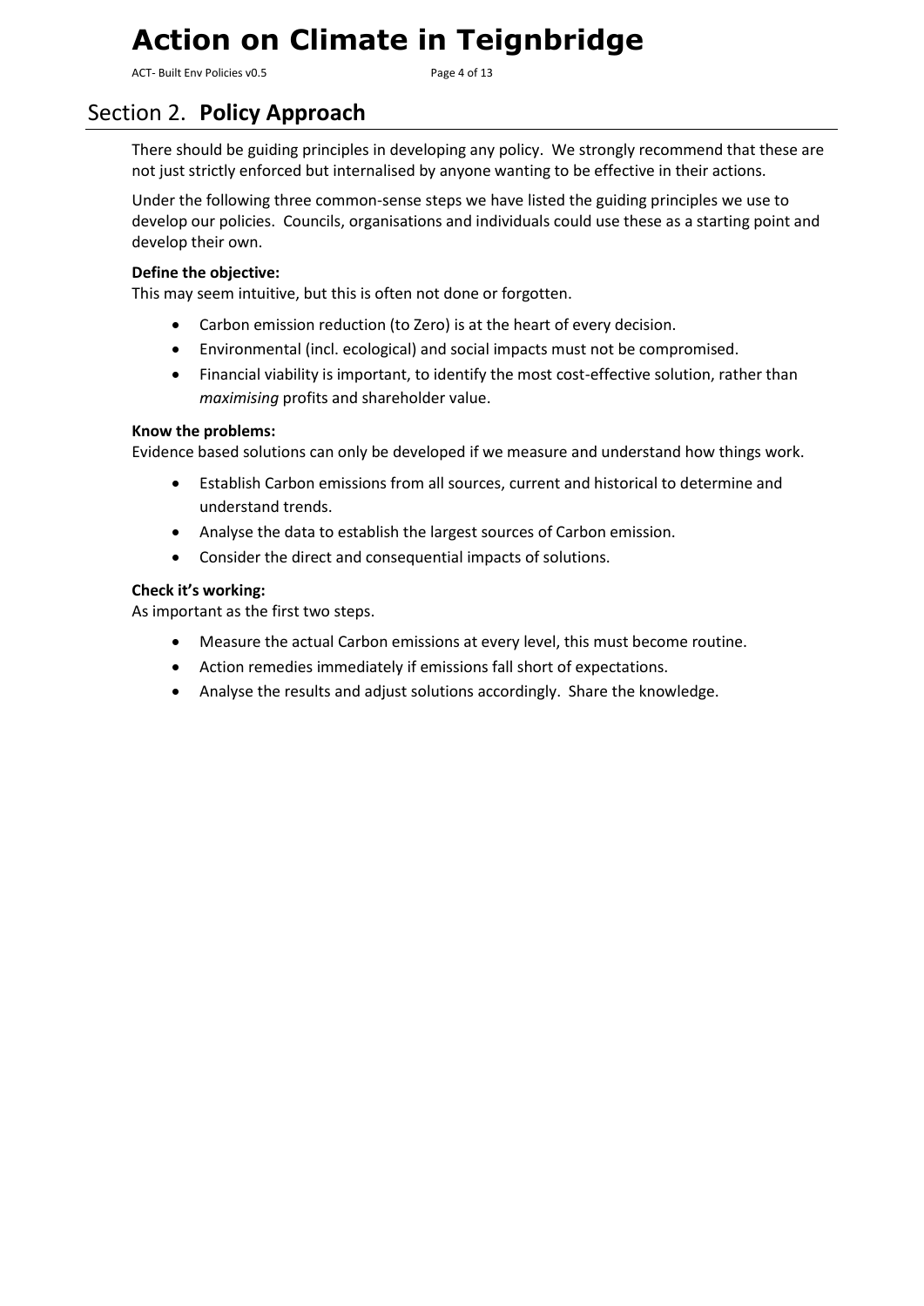## Section 2. **Policy Approach**

There should be guiding principles in developing any policy. We strongly recommend that these are not just strictly enforced but internalised by anyone wanting to be effective in their actions.

Under the following three common-sense steps we have listed the guiding principles we use to develop our policies. Councils, organisations and individuals could use these as a starting point and develop their own.

**Define the objective:**
This may seem intuitive, but this is often not done or forgotten.

- Carbon emission reduction (to Zero) is at the heart of every decision.
- Environmental (incl. ecological) and social impacts must not be compromised.
- Financial viability is important, to identify the most cost-effective solution, rather than *maximising* profits and shareholder value.

**Know the problems:**
Evidence based solutions can only be developed if we measure and understand how things work.

- Establish Carbon emissions from all sources, current and historical to determine and understand trends.
- Analyse the data to establish the largest sources of Carbon emission.
- Consider the direct and consequential impacts of solutions.

**Check it's working:**
As important as the first two steps.

- Measure the actual Carbon emissions at every level, this must become routine.
- Action remedies immediately if emissions fall short of expectations.
- Analyse the results and adjust solutions accordingly. Share the knowledge.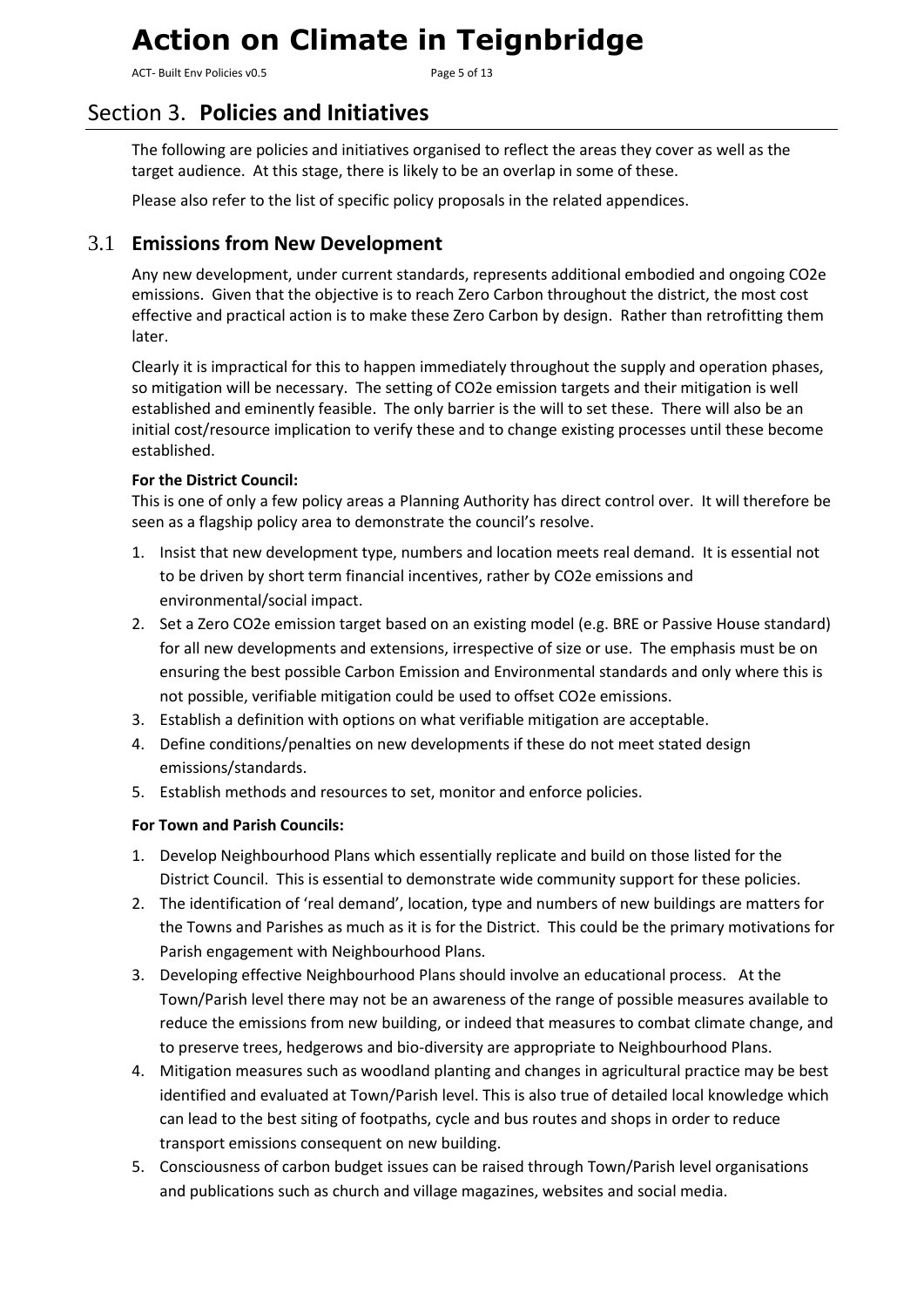# Section 3. Policies and Initiatives

The following are policies and initiatives organised to reflect the areas they cover as well as the target audience. At this stage, there is likely to be an overlap in some of these.

Please also refer to the list of specific policy proposals in the related appendices.

## 3.1 Emissions from New Development

Any new development, under current standards, represents additional embodied and ongoing $CO_2e$ emissions. Given that the objective is to reach Zero Carbon throughout the district, the most cost effective and practical action is to make these Zero Carbon by design. Rather than retrofitting them later.

Clearly it is impractical for this to happen immediately throughout the supply and operation phases, so mitigation will be necessary. The setting of $CO_2e$ emission targets and their mitigation is well established and eminently feasible. The only barrier is the will to set these. There will also be an initial cost/resource implication to verify these and to change existing processes until these become established.

**For the District Council:**
This is one of only a few policy areas a Planning Authority has direct control over. It will therefore be seen as a flagship policy area to demonstrate the council's resolve.

1. Insist that new development type, numbers and location meets real demand. It is essential not to be driven by short term financial incentives, rather by $CO_2e$ emissions and environmental/social impact.
2. Set a Zero $CO_2e$ emission target based on an existing model (e.g. BRE or Passive House standard) for all new developments and extensions, irrespective of size or use. The emphasis must be on ensuring the best possible Carbon Emission and Environmental standards and only where this is not possible, verifiable mitigation could be used to offset $CO_2e$ emissions.
3. Establish a definition with options on what verifiable mitigation are acceptable.
4. Define conditions/penalties on new developments if these do not meet stated design emissions/standards.
5. Establish methods and resources to set, monitor and enforce policies.

**For Town and Parish Councils:**

1. Develop Neighbourhood Plans which essentially replicate and build on those listed for the District Council. This is essential to demonstrate wide community support for these policies.
2. The identification of 'real demand', location, type and numbers of new buildings are matters for the Towns and Parishes as much as it is for the District. This could be the primary motivations for Parish engagement with Neighbourhood Plans.
3. Developing effective Neighbourhood Plans should involve an educational process. At the Town/Parish level there may not be an awareness of the range of possible measures available to reduce the emissions from new building, or indeed that measures to combat climate change, and to preserve trees, hedgerows and bio-diversity are appropriate to Neighbourhood Plans.
4. Mitigation measures such as woodland planting and changes in agricultural practice may be best identified and evaluated at Town/Parish level. This is also true of detailed local knowledge which can lead to the best siting of footpaths, cycle and bus routes and shops in order to reduce transport emissions consequent on new building.
5. Consciousness of carbon budget issues can be raised through Town/Parish level organisations and publications such as church and village magazines, websites and social media.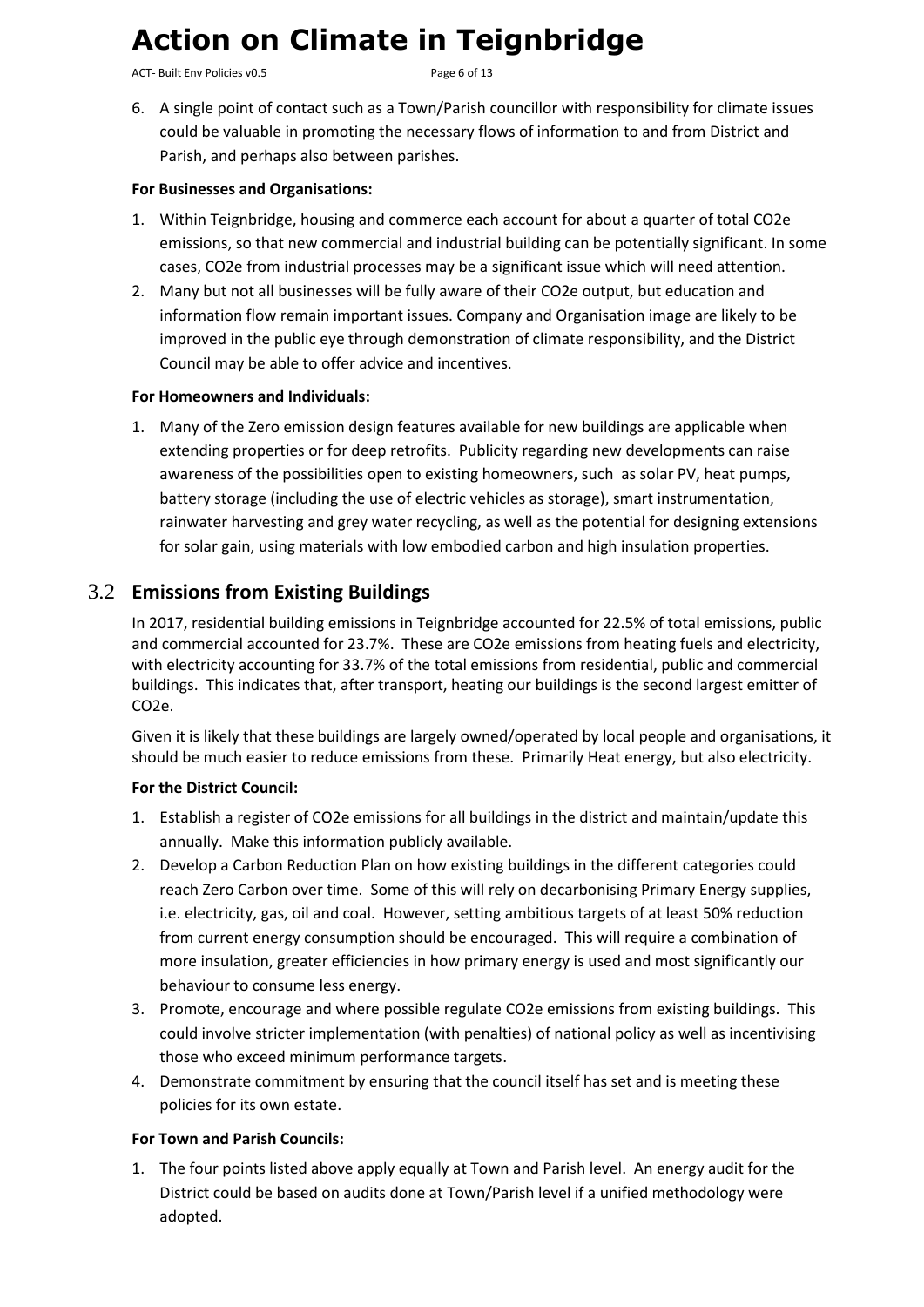6. A single point of contact such as a Town/Parish councillor with responsibility for climate issues could be valuable in promoting the necessary flows of information to and from District and Parish, and perhaps also between parishes.

**For Businesses and Organisations:**

1. Within Teignbridge, housing and commerce each account for about a quarter of total $CO_2e$ emissions, so that new commercial and industrial building can be potentially significant. In some cases, $CO_2e$ from industrial processes may be a significant issue which will need attention.
2. Many but not all businesses will be fully aware of their $CO_2e$ output, but education and information flow remain important issues. Company and Organisation image are likely to be improved in the public eye through demonstration of climate responsibility, and the District Council may be able to offer advice and incentives.

**For Homeowners and Individuals:**

1. Many of the Zero emission design features available for new buildings are applicable when extending properties or for deep retrofits. Publicity regarding new developments can raise awareness of the possibilities open to existing homeowners, such as solar PV, heat pumps, battery storage (including the use of electric vehicles as storage), smart instrumentation, rainwater harvesting and grey water recycling, as well as the potential for designing extensions for solar gain, using materials with low embodied carbon and high insulation properties.

## 3.2 Emissions from Existing Buildings

In 2017, residential building emissions in Teignbridge accounted for 22.5% of total emissions, public and commercial accounted for 23.7%. These are $CO_2e$ emissions from heating fuels and electricity, with electricity accounting for 33.7% of the total emissions from residential, public and commercial buildings. This indicates that, after transport, heating our buildings is the second largest emitter of $CO_2e$.

Given it is likely that these buildings are largely owned/operated by local people and organisations, it should be much easier to reduce emissions from these. Primarily Heat energy, but also electricity.

**For the District Council:**

1. Establish a register of $CO_2e$ emissions for all buildings in the district and maintain/update this annually. Make this information publicly available.
2. Develop a Carbon Reduction Plan on how existing buildings in the different categories could reach Zero Carbon over time. Some of this will rely on decarbonising Primary Energy supplies, i.e. electricity, gas, oil and coal. However, setting ambitious targets of at least 50% reduction from current energy consumption should be encouraged. This will require a combination of more insulation, greater efficiencies in how primary energy is used and most significantly our behaviour to consume less energy.
3. Promote, encourage and where possible regulate $CO_2e$ emissions from existing buildings. This could involve stricter implementation (with penalties) of national policy as well as incentivising those who exceed minimum performance targets.
4. Demonstrate commitment by ensuring that the council itself has set and is meeting these policies for its own estate.

**For Town and Parish Councils:**

1. The four points listed above apply equally at Town and Parish level. An energy audit for the District could be based on audits done at Town/Parish level if a unified methodology were adopted.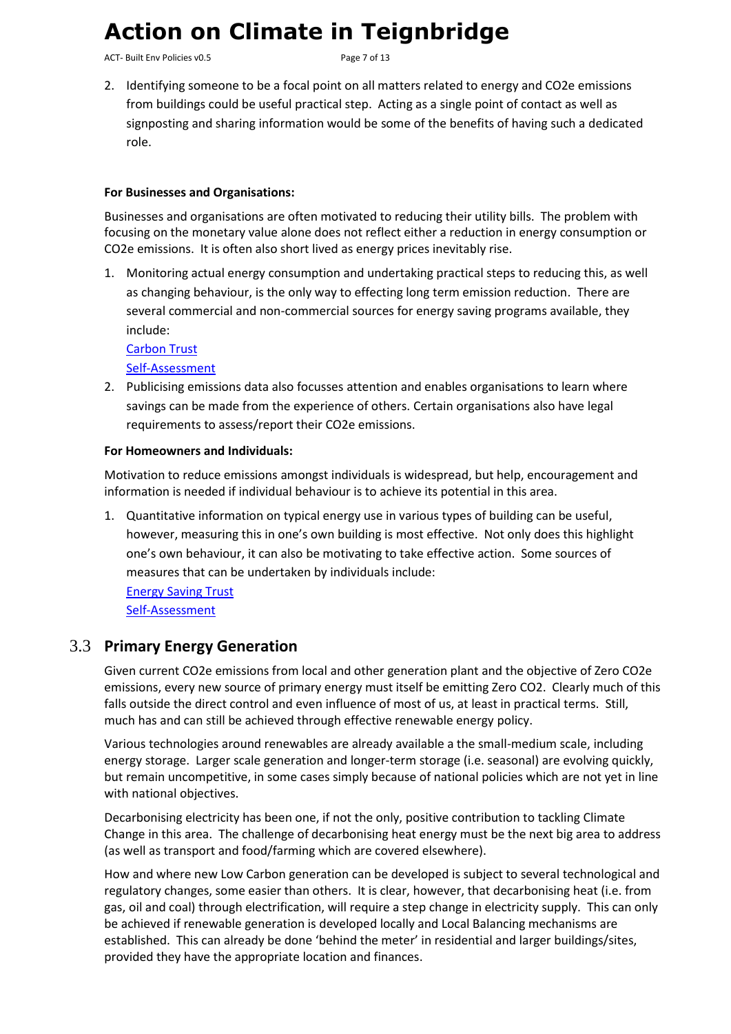2. Identifying someone to be a focal point on all matters related to energy and $CO_2e$ emissions from buildings could be useful practical step. Acting as a single point of contact as well as signposting and sharing information would be some of the benefits of having such a dedicated role.

**For Businesses and Organisations:**

Businesses and organisations are often motivated to reducing their utility bills. The problem with focusing on the monetary value alone does not reflect either a reduction in energy consumption or $CO_2e$ emissions. It is often also short lived as energy prices inevitably rise.

1. Monitoring actual energy consumption and undertaking practical steps to reducing this, as well as changing behaviour, is the only way to effecting long term emission reduction. There are several commercial and non-commercial sources for energy saving programs available, they include:
   Carbon Trust
   Self-Assessment
2. Publicising emissions data also focusses attention and enables organisations to learn where savings can be made from the experience of others. Certain organisations also have legal requirements to assess/report their $CO_2e$ emissions.

**For Homeowners and Individuals:**

Motivation to reduce emissions amongst individuals is widespread, but help, encouragement and information is needed if individual behaviour is to achieve its potential in this area.

1. Quantitative information on typical energy use in various types of building can be useful, however, measuring this in one's own building is most effective. Not only does this highlight one's own behaviour, it can also be motivating to take effective action. Some sources of measures that can be undertaken by individuals include:
   Energy Saving Trust
   Self-Assessment

## 3.3 Primary Energy Generation

Given current $CO_2e$ emissions from local and other generation plant and the objective of Zero $CO_2e$ emissions, every new source of primary energy must itself be emitting Zero $CO_2$. Clearly much of this falls outside the direct control and even influence of most of us, at least in practical terms. Still, much has and can still be achieved through effective renewable energy policy.

Various technologies around renewables are already available a the small-medium scale, including energy storage. Larger scale generation and longer-term storage (i.e. seasonal) are evolving quickly, but remain uncompetitive, in some cases simply because of national policies which are not yet in line with national objectives.

Decarbonising electricity has been one, if not the only, positive contribution to tackling Climate Change in this area. The challenge of decarbonising heat energy must be the next big area to address (as well as transport and food/farming which are covered elsewhere).

How and where new Low Carbon generation can be developed is subject to several technological and regulatory changes, some easier than others. It is clear, however, that decarbonising heat (i.e. from gas, oil and coal) through electrification, will require a step change in electricity supply. This can only be achieved if renewable generation is developed locally and Local Balancing mechanisms are established. This can already be done 'behind the meter' in residential and larger buildings/sites, provided they have the appropriate location and finances.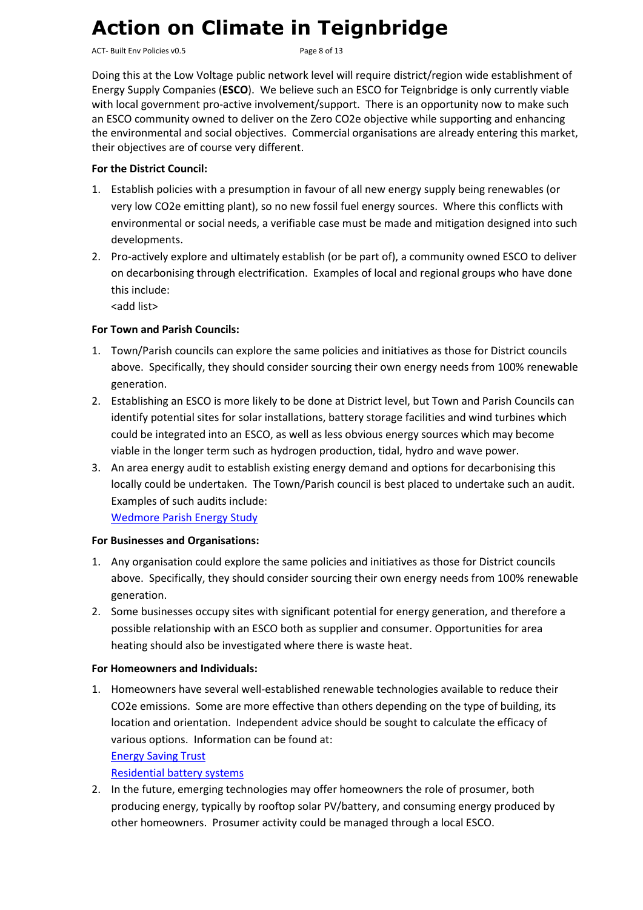Doing this at the Low Voltage public network level will require district/region wide establishment of Energy Supply Companies (**ESCO**). We believe such an ESCO for Teignbridge is only currently viable with local government pro-active involvement/support. There is an opportunity now to make such an ESCO community owned to deliver on the Zero CO2e objective while supporting and enhancing the environmental and social objectives. Commercial organisations are already entering this market, their objectives are of course very different.

**For the District Council:**

1. Establish policies with a presumption in favour of all new energy supply being renewables (or very low CO2e emitting plant), so no new fossil fuel energy sources. Where this conflicts with environmental or social needs, a verifiable case must be made and mitigation designed into such developments.
2. Pro-actively explore and ultimately establish (or be part of), a community owned ESCO to deliver on decarbonising through electrification. Examples of local and regional groups who have done this include:
   <add list>

**For Town and Parish Councils:**

1. Town/Parish councils can explore the same policies and initiatives as those for District councils above. Specifically, they should consider sourcing their own energy needs from 100% renewable generation.
2. Establishing an ESCO is more likely to be done at District level, but Town and Parish Councils can identify potential sites for solar installations, battery storage facilities and wind turbines which could be integrated into an ESCO, as well as less obvious energy sources which may become viable in the longer term such as hydrogen production, tidal, hydro and wave power.
3. An area energy audit to establish existing energy demand and options for decarbonising this locally could be undertaken. The Town/Parish council is best placed to undertake such an audit. Examples of such audits include:
   Wedmore Parish Energy Study

**For Businesses and Organisations:**

1. Any organisation could explore the same policies and initiatives as those for District councils above. Specifically, they should consider sourcing their own energy needs from 100% renewable generation.
2. Some businesses occupy sites with significant potential for energy generation, and therefore a possible relationship with an ESCO both as supplier and consumer. Opportunities for area heating should also be investigated where there is waste heat.

**For Homeowners and Individuals:**

1. Homeowners have several well-established renewable technologies available to reduce their CO2e emissions. Some are more effective than others depending on the type of building, its location and orientation. Independent advice should be sought to calculate the efficacy of various options. Information can be found at:
   Energy Saving Trust
   Residential battery systems
2. In the future, emerging technologies may offer homeowners the role of prosumer, both producing energy, typically by rooftop solar PV/battery, and consuming energy produced by other homeowners. Prosumer activity could be managed through a local ESCO.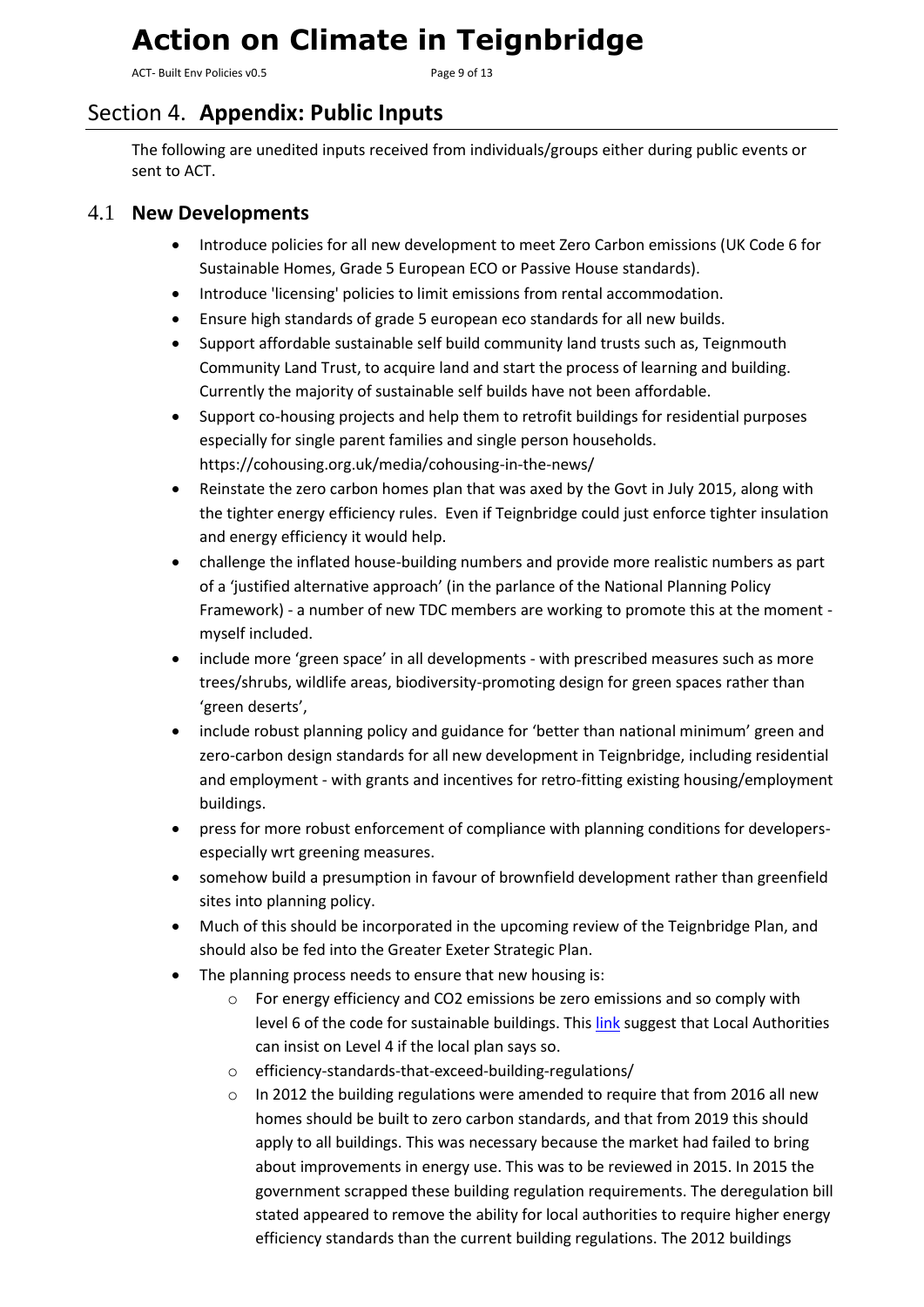## Section 4. Appendix: Public Inputs

The following are unedited inputs received from individuals/groups either during public events or sent to ACT.

### 4.1 New Developments

- Introduce policies for all new development to meet Zero Carbon emissions (UK Code 6 for Sustainable Homes, Grade 5 European ECO or Passive House standards).
- Introduce 'licensing' policies to limit emissions from rental accommodation.
- Ensure high standards of grade 5 european eco standards for all new builds.
- Support affordable sustainable self build community land trusts such as, Teignmouth Community Land Trust, to acquire land and start the process of learning and building. Currently the majority of sustainable self builds have not been affordable.
- Support co-housing projects and help them to retrofit buildings for residential purposes especially for single parent families and single person households. https://cohousing.org.uk/media/cohousing-in-the-news/
- Reinstate the zero carbon homes plan that was axed by the Govt in July 2015, along with the tighter energy efficiency rules. Even if Teignbridge could just enforce tighter insulation and energy efficiency it would help.
- challenge the inflated house-building numbers and provide more realistic numbers as part of a 'justified alternative approach' (in the parlance of the National Planning Policy Framework) - a number of new TDC members are working to promote this at the moment - myself included.
- include more 'green space' in all developments - with prescribed measures such as more trees/shrubs, wildlife areas, biodiversity-promoting design for green spaces rather than 'green deserts',
- include robust planning policy and guidance for 'better than national minimum' green and zero-carbon design standards for all new development in Teignbridge, including residential and employment - with grants and incentives for retro-fitting existing housing/employment buildings.
- press for more robust enforcement of compliance with planning conditions for developers- especially wrt greening measures.
- somehow build a presumption in favour of brownfield development rather than greenfield sites into planning policy.
- Much of this should be incorporated in the upcoming review of the Teignbridge Plan, and should also be fed into the Greater Exeter Strategic Plan.
- The planning process needs to ensure that new housing is:
  - For energy efficiency and CO2 emissions be zero emissions and so comply with level 6 of the code for sustainable buildings. This link suggest that Local Authorities can insist on Level 4 if the local plan says so.
  - efficiency-standards-that-exceed-building-regulations/
  - In 2012 the building regulations were amended to require that from 2016 all new homes should be built to zero carbon standards, and that from 2019 this should apply to all buildings. This was necessary because the market had failed to bring about improvements in energy use. This was to be reviewed in 2015. In 2015 the government scrapped these building regulation requirements. The deregulation bill stated appeared to remove the ability for local authorities to require higher energy efficiency standards than the current building regulations. The 2012 buildings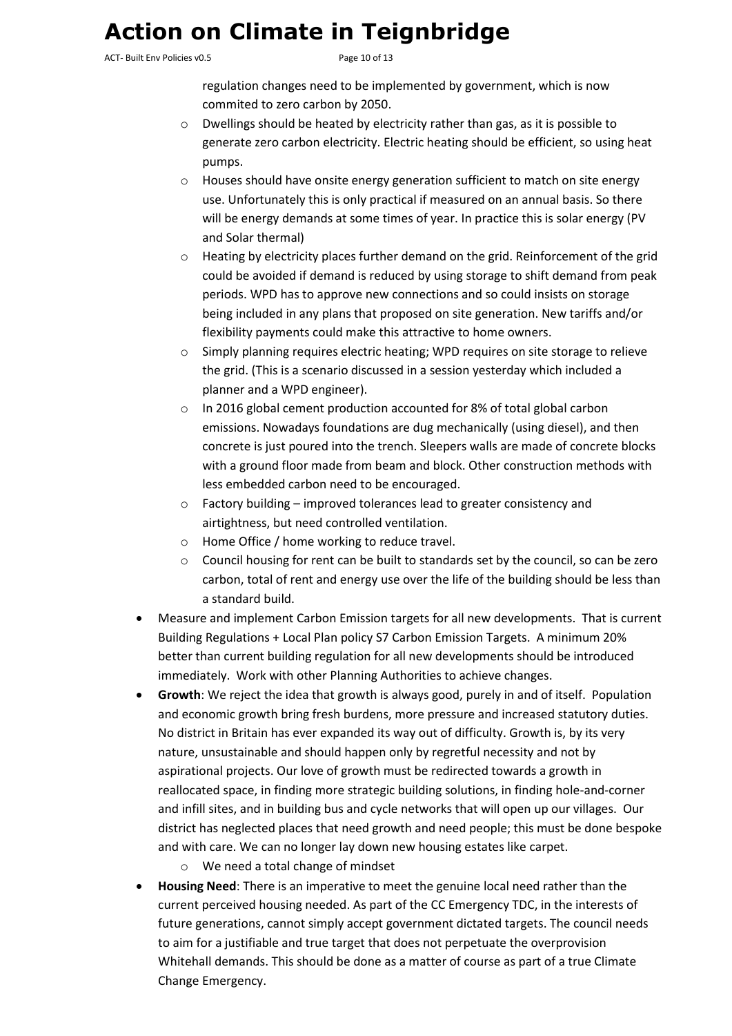regulation changes need to be implemented by government, which is now commited to zero carbon by 2050.

  - Dwellings should be heated by electricity rather than gas, as it is possible to generate zero carbon electricity. Electric heating should be efficient, so using heat pumps.
  - Houses should have onsite energy generation sufficient to match on site energy use. Unfortunately this is only practical if measured on an annual basis. So there will be energy demands at some times of year. In practice this is solar energy (PV and Solar thermal)
  - Heating by electricity places further demand on the grid. Reinforcement of the grid could be avoided if demand is reduced by using storage to shift demand from peak periods. WPD has to approve new connections and so could insists on storage being included in any plans that proposed on site generation. New tariffs and/or flexibility payments could make this attractive to home owners.
  - Simply planning requires electric heating; WPD requires on site storage to relieve the grid. (This is a scenario discussed in a session yesterday which included a planner and a WPD engineer).
  - In 2016 global cement production accounted for 8% of total global carbon emissions. Nowadays foundations are dug mechanically (using diesel), and then concrete is just poured into the trench. Sleepers walls are made of concrete blocks with a ground floor made from beam and block. Other construction methods with less embedded carbon need to be encouraged.
  - Factory building – improved tolerances lead to greater consistency and airtightness, but need controlled ventilation.
  - Home Office / home working to reduce travel.
  - Council housing for rent can be built to standards set by the council, so can be zero carbon, total of rent and energy use over the life of the building should be less than a standard build.

- Measure and implement Carbon Emission targets for all new developments. That is current Building Regulations + Local Plan policy S7 Carbon Emission Targets. A minimum 20% better than current building regulation for all new developments should be introduced immediately. Work with other Planning Authorities to achieve changes.
- **Growth**: We reject the idea that growth is always good, purely in and of itself. Population and economic growth bring fresh burdens, more pressure and increased statutory duties. No district in Britain has ever expanded its way out of difficulty. Growth is, by its very nature, unsustainable and should happen only by regretful necessity and not by aspirational projects. Our love of growth must be redirected towards a growth in reallocated space, in finding more strategic building solutions, in finding hole-and-corner and infill sites, and in building bus and cycle networks that will open up our villages. Our district has neglected places that need growth and need people; this must be done bespoke and with care. We can no longer lay down new housing estates like carpet.
  - We need a total change of mindset
- **Housing Need**: There is an imperative to meet the genuine local need rather than the current perceived housing needed. As part of the CC Emergency TDC, in the interests of future generations, cannot simply accept government dictated targets. The council needs to aim for a justifiable and true target that does not perpetuate the overprovision Whitehall demands. This should be done as a matter of course as part of a true Climate Change Emergency.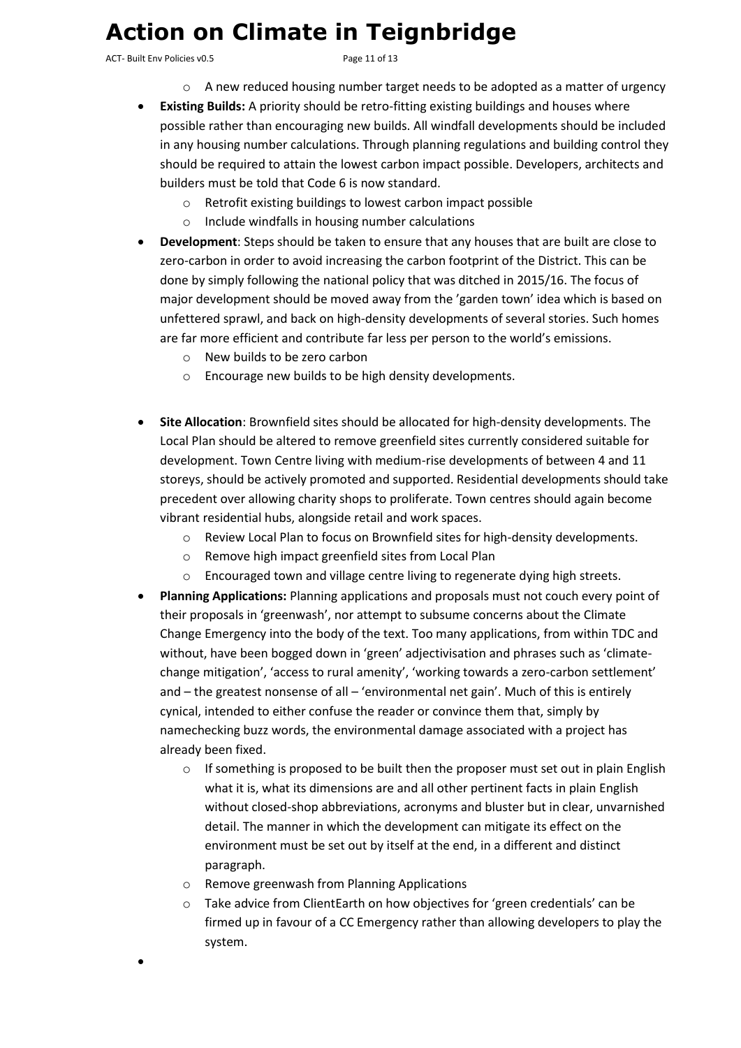- A new reduced housing number target needs to be adopted as a matter of urgency

- **Existing Builds:** A priority should be retro-fitting existing buildings and houses where possible rather than encouraging new builds. All windfall developments should be included in any housing number calculations. Through planning regulations and building control they should be required to attain the lowest carbon impact possible. Developers, architects and builders must be told that Code 6 is now standard.
    - Retrofit existing buildings to lowest carbon impact possible
    - Include windfalls in housing number calculations
- **Development**: Steps should be taken to ensure that any houses that are built are close to zero-carbon in order to avoid increasing the carbon footprint of the District. This can be done by simply following the national policy that was ditched in 2015/16. The focus of major development should be moved away from the 'garden town' idea which is based on unfettered sprawl, and back on high-density developments of several stories. Such homes are far more efficient and contribute far less per person to the world's emissions.
    - New builds to be zero carbon
    - Encourage new builds to be high density developments.
- **Site Allocation**: Brownfield sites should be allocated for high-density developments. The Local Plan should be altered to remove greenfield sites currently considered suitable for development. Town Centre living with medium-rise developments of between 4 and 11 storeys, should be actively promoted and supported. Residential developments should take precedent over allowing charity shops to proliferate. Town centres should again become vibrant residential hubs, alongside retail and work spaces.
    - Review Local Plan to focus on Brownfield sites for high-density developments.
    - Remove high impact greenfield sites from Local Plan
    - Encouraged town and village centre living to regenerate dying high streets.
- **Planning Applications:** Planning applications and proposals must not couch every point of their proposals in 'greenwash', nor attempt to subsume concerns about the Climate Change Emergency into the body of the text. Too many applications, from within TDC and without, have been bogged down in 'green' adjectivisation and phrases such as 'climate-change mitigation', 'access to rural amenity', 'working towards a zero-carbon settlement' and – the greatest nonsense of all – 'environmental net gain'. Much of this is entirely cynical, intended to either confuse the reader or convince them that, simply by namechecking buzz words, the environmental damage associated with a project has already been fixed.
    - If something is proposed to be built then the proposer must set out in plain English what it is, what its dimensions are and all other pertinent facts in plain English without closed-shop abbreviations, acronyms and bluster but in clear, unvarnished detail. The manner in which the development can mitigate its effect on the environment must be set out by itself at the end, in a different and distinct paragraph.
    - Remove greenwash from Planning Applications
    - Take advice from ClientEarth on how objectives for 'green credentials' can be firmed up in favour of a CC Emergency rather than allowing developers to play the system.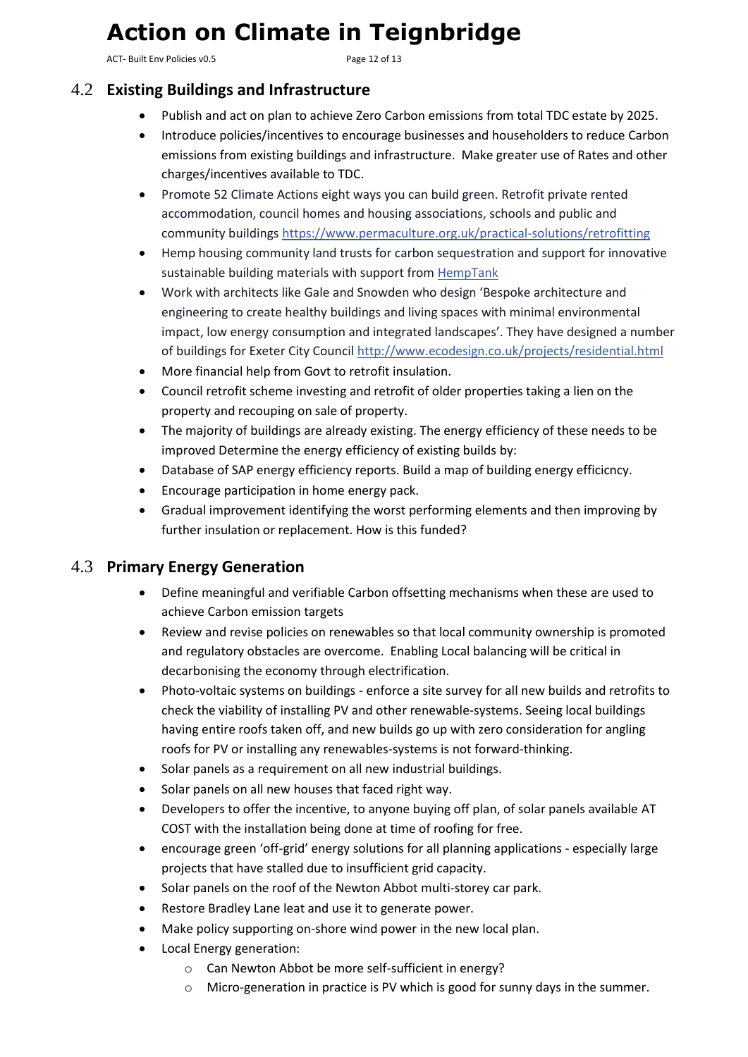## 4.2 Existing Buildings and Infrastructure

- Publish and act on plan to achieve Zero Carbon emissions from total TDC estate by 2025.
- Introduce policies/incentives to encourage businesses and householders to reduce Carbon emissions from existing buildings and infrastructure. Make greater use of Rates and other charges/incentives available to TDC.
- Promote 52 Climate Actions eight ways you can build green. Retrofit private rented accommodation, council homes and housing associations, schools and public and community buildings [https://www.permaculture.org.uk/practical-solutions/retrofitting](https://www.permaculture.org.uk/practical-solutions/retrofitting)
- Hemp housing community land trusts for carbon sequestration and support for innovative sustainable building materials with support from HempTank
- Work with architects like Gale and Snowden who design 'Bespoke architecture and engineering to create healthy buildings and living spaces with minimal environmental impact, low energy consumption and integrated landscapes'. They have designed a number of buildings for Exeter City Council [http://www.ecodesign.co.uk/projects/residential.html](http://www.ecodesign.co.uk/projects/residential.html)
- More financial help from Govt to retrofit insulation.
- Council retrofit scheme investing and retrofit of older properties taking a lien on the property and recouping on sale of property.
- The majority of buildings are already existing. The energy efficiency of these needs to be improved Determine the energy efficiency of existing builds by:
- Database of SAP energy efficiency reports. Build a map of building energy efficicncy.
- Encourage participation in home energy pack.
- Gradual improvement identifying the worst performing elements and then improving by further insulation or replacement. How is this funded?

## 4.3 Primary Energy Generation

- Define meaningful and verifiable Carbon offsetting mechanisms when these are used to achieve Carbon emission targets
- Review and revise policies on renewables so that local community ownership is promoted and regulatory obstacles are overcome. Enabling Local balancing will be critical in decarbonising the economy through electrification.
- Photo-voltaic systems on buildings - enforce a site survey for all new builds and retrofits to check the viability of installing PV and other renewable-systems. Seeing local buildings having entire roofs taken off, and new builds go up with zero consideration for angling roofs for PV or installing any renewables-systems is not forward-thinking.
- Solar panels as a requirement on all new industrial buildings.
- Solar panels on all new houses that faced right way.
- Developers to offer the incentive, to anyone buying off plan, of solar panels available AT COST with the installation being done at time of roofing for free.
- encourage green 'off-grid' energy solutions for all planning applications - especially large projects that have stalled due to insufficient grid capacity.
- Solar panels on the roof of the Newton Abbot multi-storey car park.
- Restore Bradley Lane leat and use it to generate power.
- Make policy supporting on-shore wind power in the new local plan.
- Local Energy generation:
    - Can Newton Abbot be more self-sufficient in energy?
    - Micro-generation in practice is PV which is good for sunny days in the summer.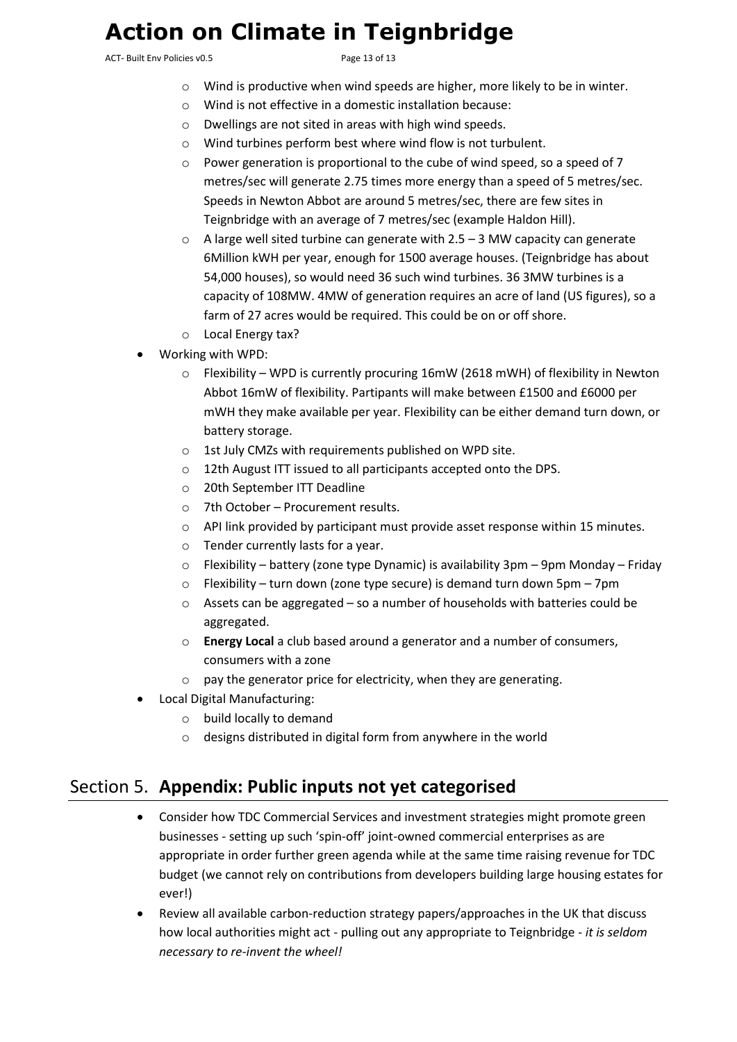- Wind is productive when wind speeds are higher, more likely to be in winter.
    - Wind is not effective in a domestic installation because:
    - Dwellings are not sited in areas with high wind speeds.
    - Wind turbines perform best where wind flow is not turbulent.
    - Power generation is proportional to the cube of wind speed, so a speed of 7 metres/sec will generate 2.75 times more energy than a speed of 5 metres/sec. Speeds in Newton Abbot are around 5 metres/sec, there are few sites in Teignbridge with an average of 7 metres/sec (example Haldon Hill).
    - A large well sited turbine can generate with 2.5 – 3 MW capacity can generate 6Million kWH per year, enough for 1500 average houses. (Teignbridge has about 54,000 houses), so would need 36 such wind turbines. 36 3MW turbines is a capacity of 108MW. 4MW of generation requires an acre of land (US figures), so a farm of 27 acres would be required. This could be on or off shore.
    - Local Energy tax?
- Working with WPD:
    - Flexibility – WPD is currently procuring 16mW (2618 mWH) of flexibility in Newton Abbot 16mW of flexibility. Partipants will make between £1500 and £6000 per mWH they make available per year. Flexibility can be either demand turn down, or battery storage.
    - 1st July CMZs with requirements published on WPD site.
    - 12th August ITT issued to all participants accepted onto the DPS.
    - 20th September ITT Deadline
    - 7th October – Procurement results.
    - API link provided by participant must provide asset response within 15 minutes.
    - Tender currently lasts for a year.
    - Flexibility – battery (zone type Dynamic) is availability 3pm – 9pm Monday – Friday
    - Flexibility – turn down (zone type secure) is demand turn down 5pm – 7pm
    - Assets can be aggregated – so a number of households with batteries could be aggregated.
    - **Energy Local** a club based around a generator and a number of consumers, consumers with a zone
    - pay the generator price for electricity, when they are generating.
- Local Digital Manufacturing:
    - build locally to demand
    - designs distributed in digital form from anywhere in the world

## Section 5. Appendix: Public inputs not yet categorised

- Consider how TDC Commercial Services and investment strategies might promote green businesses - setting up such 'spin-off' joint-owned commercial enterprises as are appropriate in order further green agenda while at the same time raising revenue for TDC budget (we cannot rely on contributions from developers building large housing estates for ever!)
- Review all available carbon-reduction strategy papers/approaches in the UK that discuss how local authorities might act - pulling out any appropriate to Teignbridge - *it is seldom necessary to re-invent the wheel!*